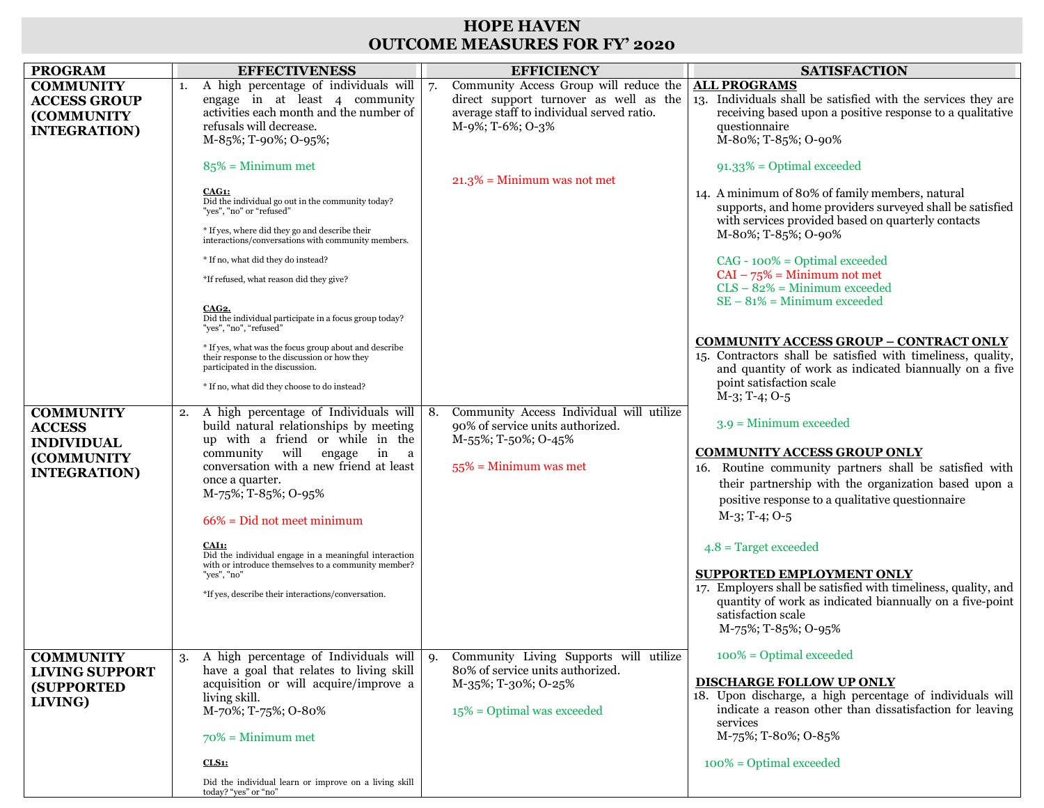# HOPE HAVEN
## OUTCOME MEASURES FOR FY' 2020

| PROGRAM | EFFECTIVENESS | EFFICIENCY | SATISFACTION |
|---|---|---|---|
| **COMMUNITY ACCESS GROUP (COMMUNITY INTEGRATION)** | 1. A high percentage of individuals will engage in at least 4 community activities each month and the number of refusals will decrease.<br>M-85%; T-90%; O-95%;<br><br>85% = Minimum met<br><br>**CAG1:**<br>Did the individual go out in the community today? "yes", "no" or "refused"<br><br>* If yes, where did they go and describe their interactions/conversations with community members.<br><br>* If no, what did they do instead?<br><br>*If refused, what reason did they give?<br><br>**CAG2.**<br>Did the individual participate in a focus group today? "yes", "no", "refused"<br><br>* If yes, what was the focus group about and describe their response to the discussion or how they participated in the discussion.<br><br>* If no, what did they choose to do instead? | 7. Community Access Group will reduce the direct support turnover as well as the average staff to individual served ratio.<br>M-9%; T-6%; O-3%<br><br>21.3% = Minimum was not met | **ALL PROGRAMS**<br>13. Individuals shall be satisfied with the services they are receiving based upon a positive response to a qualitative questionnaire<br>M-80%; T-85%; O-90%<br><br>91.33% = Optimal exceeded<br><br>14. A minimum of 80% of family members, natural supports, and home providers surveyed shall be satisfied with services provided based on quarterly contacts<br>M-80%; T-85%; O-90%<br><br>CAG - 100% = Optimal exceeded<br>CAI – 75% = Minimum not met<br>CLS – 82% = Minimum exceeded<br>SE – 81% = Minimum exceeded<br><br>**COMMUNITY ACCESS GROUP – CONTRACT ONLY**<br>15. Contractors shall be satisfied with timeliness, quality, and quantity of work as indicated biannually on a five point satisfaction scale<br>M-3; T-4; O-5<br><br>3.9 = Minimum exceeded |
| **COMMUNITY ACCESS INDIVIDUAL (COMMUNITY INTEGRATION)** | 2. A high percentage of Individuals will build natural relationships by meeting up with a friend or while in the community will engage in a conversation with a new friend at least once a quarter.<br>M-75%; T-85%; O-95%<br><br>66% = Did not meet minimum<br><br>**CAI1:**<br>Did the individual engage in a meaningful interaction with or introduce themselves to a community member? "yes", "no"<br><br>*If yes, describe their interactions/conversation. | 8. Community Access Individual will utilize 90% of service units authorized.<br>M-55%; T-50%; O-45%<br><br>55% = Minimum was met | **COMMUNITY ACCESS GROUP ONLY**<br>16. Routine community partners shall be satisfied with their partnership with the organization based upon a positive response to a qualitative questionnaire<br>M-3; T-4; O-5<br><br>4.8 = Target exceeded<br><br>**SUPPORTED EMPLOYMENT ONLY**<br>17. Employers shall be satisfied with timeliness, quality, and quantity of work as indicated biannually on a five-point satisfaction scale<br>M-75%; T-85%; O-95% |
| **COMMUNITY LIVING SUPPORT (SUPPORTED LIVING)** | 3. A high percentage of Individuals will have a goal that relates to living skill acquisition or will acquire/improve a living skill.<br>M-70%; T-75%; O-80%<br><br>70% = Minimum met<br><br>**CLS1:**<br><br>Did the individual learn or improve on a living skill today? "yes" or "no" | 9. Community Living Supports will utilize 80% of service units authorized.<br>M-35%; T-30%; O-25%<br><br>15% = Optimal was exceeded | 100% = Optimal exceeded<br><br>**DISCHARGE FOLLOW UP ONLY**<br>18. Upon discharge, a high percentage of individuals will indicate a reason other than dissatisfaction for leaving services<br>M-75%; T-80%; O-85%<br><br>100% = Optimal exceeded |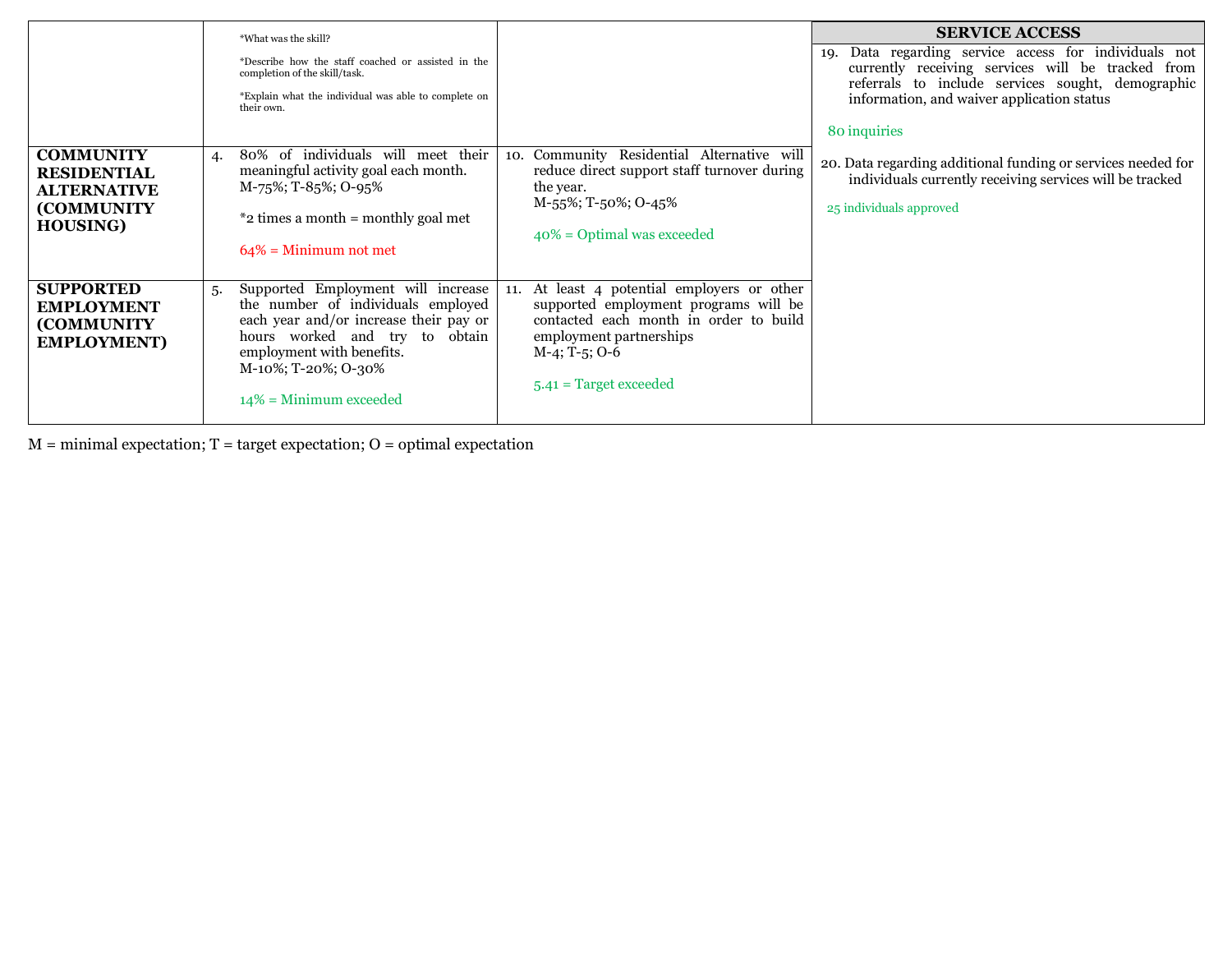| | | | |
|---|---|---|---|
| | *What was the skill?<br><br>*Describe how the staff coached or assisted in the completion of the skill/task.<br><br>*Explain what the individual was able to complete on their own. | | **SERVICE ACCESS**<br><br>19. Data regarding service access for individuals not currently receiving services will be tracked from referrals to include services sought, demographic information, and waiver application status<br><br>80 inquiries<br><br>20. Data regarding additional funding or services needed for individuals currently receiving services will be tracked<br><br>25 individuals approved |
| **COMMUNITY RESIDENTIAL ALTERNATIVE (COMMUNITY HOUSING)** | 4. 80% of individuals will meet their meaningful activity goal each month. M-75%; T-85%; O-95%<br><br>*2 times a month = monthly goal met<br><br>64% = Minimum not met | 10. Community Residential Alternative will reduce direct support staff turnover during the year. M-55%; T-50%; O-45%<br><br>40% = Optimal was exceeded | |
| **SUPPORTED EMPLOYMENT (COMMUNITY EMPLOYMENT)** | 5. Supported Employment will increase the number of individuals employed each year and/or increase their pay or hours worked and try to obtain employment with benefits. M-10%; T-20%; O-30%<br><br>14% = Minimum exceeded | 11. At least 4 potential employers or other supported employment programs will be contacted each month in order to build employment partnerships M-4; T-5; O-6<br><br>5.41 = Target exceeded | |

M = minimal expectation; T = target expectation; O = optimal expectation